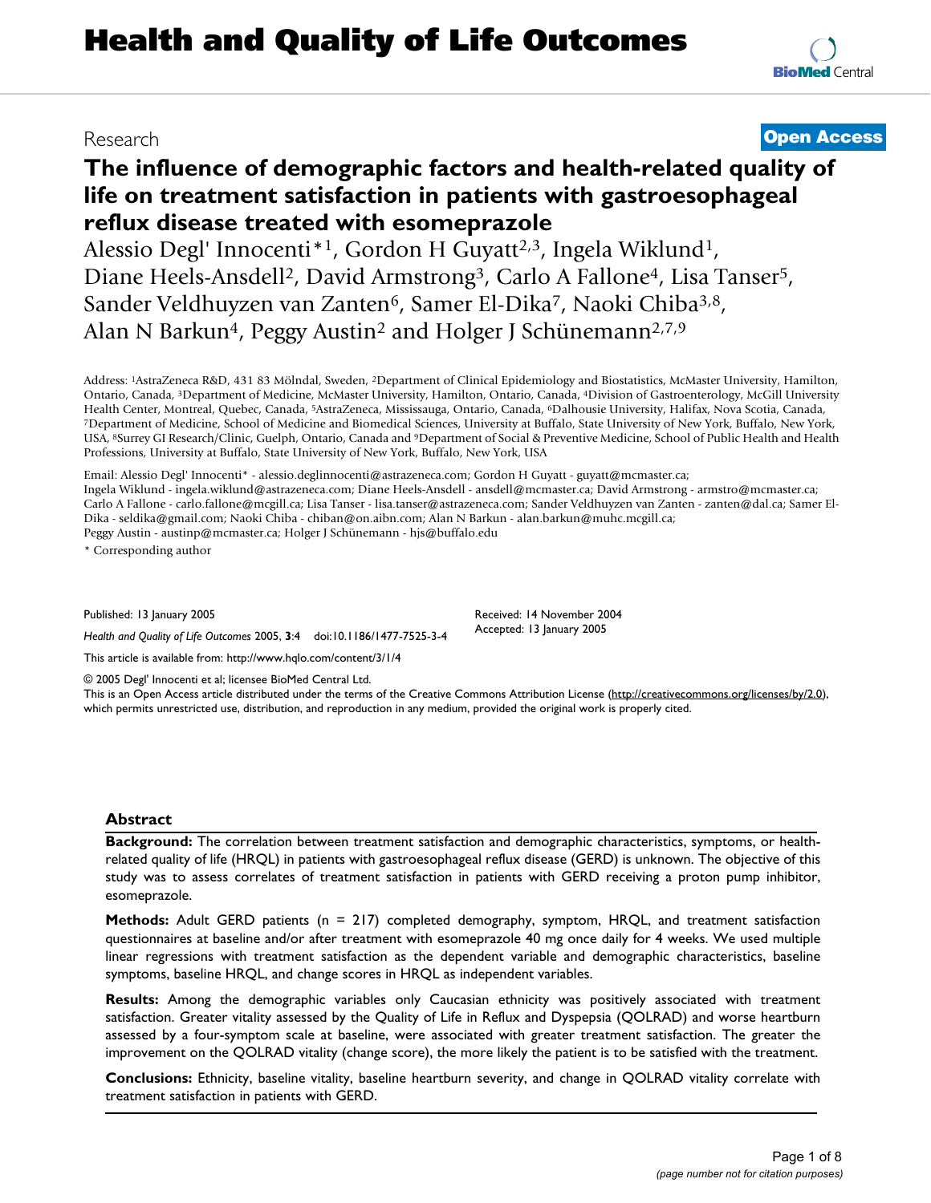Research

**Open Access**

# The influence of demographic factors and health-related quality of life on treatment satisfaction in patients with gastroesophageal reflux disease treated with esomeprazole

Alessio Degl' Innocenti*[1], Gordon H Guyatt[2,3], Ingela Wiklund[1], Diane Heels-Ansdell[2], David Armstrong[3], Carlo A Fallone[4], Lisa Tanser[5], Sander Veldhuyzen van Zanten[6], Samer El-Dika[7], Naoki Chiba[3,8], Alan N Barkun[4], Peggy Austin[2] and Holger J Schünemann[2,7,9]

Address: [1]AstraZeneca R&D, 431 83 Mölndal, Sweden, [2]Department of Clinical Epidemiology and Biostatistics, McMaster University, Hamilton, Ontario, Canada, [3]Department of Medicine, McMaster University, Hamilton, Ontario, Canada, [4]Division of Gastroenterology, McGill University Health Center, Montreal, Quebec, Canada, [5]AstraZeneca, Mississauga, Ontario, Canada, [6]Dalhousie University, Halifax, Nova Scotia, Canada, [7]Department of Medicine, School of Medicine and Biomedical Sciences, University at Buffalo, State University of New York, Buffalo, New York, USA, [8]Surrey GI Research/Clinic, Guelph, Ontario, Canada and [9]Department of Social & Preventive Medicine, School of Public Health and Health Professions, University at Buffalo, State University of New York, Buffalo, New York, USA

Email: Alessio Degl' Innocenti* - alessio.deglinnocenti@astrazeneca.com; Gordon H Guyatt - guyatt@mcmaster.ca; Ingela Wiklund - ingela.wiklund@astrazeneca.com; Diane Heels-Ansdell - ansdell@mcmaster.ca; David Armstrong - armstro@mcmaster.ca; Carlo A Fallone - carlo.fallone@mcgill.ca; Lisa Tanser - lisa.tanser@astrazeneca.com; Sander Veldhuyzen van Zanten - zanten@dal.ca; Samer El-Dika - seldika@gmail.com; Naoki Chiba - chiban@on.aibn.com; Alan N Barkun - alan.barkun@muhc.mcgill.ca; Peggy Austin - austinp@mcmaster.ca; Holger J Schünemann - hjs@buffalo.edu

* Corresponding author

Published: 13 January 2005

*Health and Quality of Life Outcomes* 2005, **3**:4 doi:10.1186/1477-7525-3-4

Received: 14 November 2004
Accepted: 13 January 2005

This article is available from: http://www.hqlo.com/content/3/1/4

© 2005 Degl' Innocenti et al; licensee BioMed Central Ltd.
This is an Open Access article distributed under the terms of the Creative Commons Attribution License (http://creativecommons.org/licenses/by/2.0), which permits unrestricted use, distribution, and reproduction in any medium, provided the original work is properly cited.

## Abstract

**Background:** The correlation between treatment satisfaction and demographic characteristics, symptoms, or health-related quality of life (HRQL) in patients with gastroesophageal reflux disease (GERD) is unknown. The objective of this study was to assess correlates of treatment satisfaction in patients with GERD receiving a proton pump inhibitor, esomeprazole.

**Methods:** Adult GERD patients (n = 217) completed demography, symptom, HRQL, and treatment satisfaction questionnaires at baseline and/or after treatment with esomeprazole 40 mg once daily for 4 weeks. We used multiple linear regressions with treatment satisfaction as the dependent variable and demographic characteristics, baseline symptoms, baseline HRQL, and change scores in HRQL as independent variables.

**Results:** Among the demographic variables only Caucasian ethnicity was positively associated with treatment satisfaction. Greater vitality assessed by the Quality of Life in Reflux and Dyspepsia (QOLRAD) and worse heartburn assessed by a four-symptom scale at baseline, were associated with greater treatment satisfaction. The greater the improvement on the QOLRAD vitality (change score), the more likely the patient is to be satisfied with the treatment.

**Conclusions:** Ethnicity, baseline vitality, baseline heartburn severity, and change in QOLRAD vitality correlate with treatment satisfaction in patients with GERD.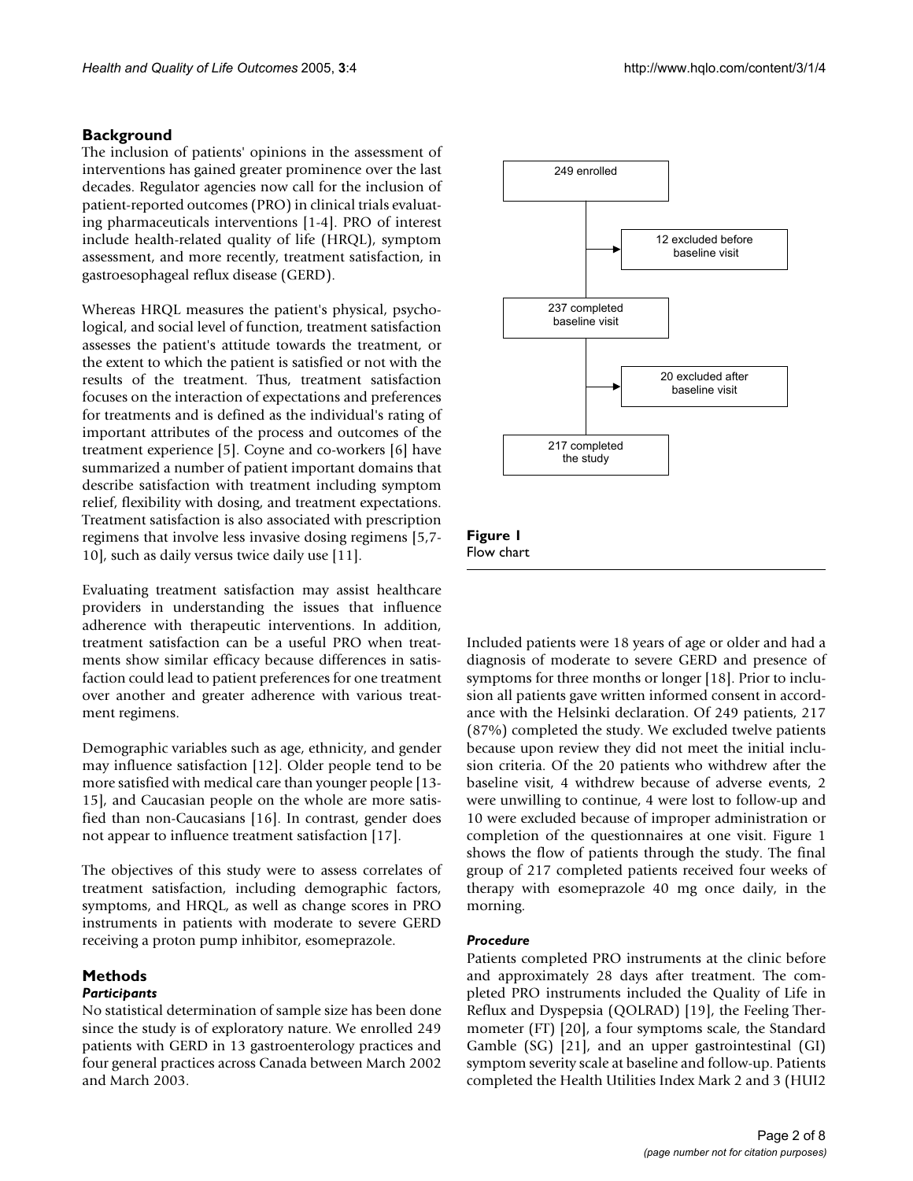## Background

The inclusion of patients' opinions in the assessment of interventions has gained greater prominence over the last decades. Regulator agencies now call for the inclusion of patient-reported outcomes (PRO) in clinical trials evaluating pharmaceuticals interventions [1-4]. PRO of interest include health-related quality of life (HRQL), symptom assessment, and more recently, treatment satisfaction, in gastroesophageal reflux disease (GERD).

Whereas HRQL measures the patient's physical, psychological, and social level of function, treatment satisfaction assesses the patient's attitude towards the treatment, or the extent to which the patient is satisfied or not with the results of the treatment. Thus, treatment satisfaction focuses on the interaction of expectations and preferences for treatments and is defined as the individual's rating of important attributes of the process and outcomes of the treatment experience [5]. Coyne and co-workers [6] have summarized a number of patient important domains that describe satisfaction with treatment including symptom relief, flexibility with dosing, and treatment expectations. Treatment satisfaction is also associated with prescription regimens that involve less invasive dosing regimens [5,7-10], such as daily versus twice daily use [11].

Evaluating treatment satisfaction may assist healthcare providers in understanding the issues that influence adherence with therapeutic interventions. In addition, treatment satisfaction can be a useful PRO when treatments show similar efficacy because differences in satisfaction could lead to patient preferences for one treatment over another and greater adherence with various treatment regimens.

Demographic variables such as age, ethnicity, and gender may influence satisfaction [12]. Older people tend to be more satisfied with medical care than younger people [13-15], and Caucasian people on the whole are more satisfied than non-Caucasians [16]. In contrast, gender does not appear to influence treatment satisfaction [17].

The objectives of this study were to assess correlates of treatment satisfaction, including demographic factors, symptoms, and HRQL, as well as change scores in PRO instruments in patients with moderate to severe GERD receiving a proton pump inhibitor, esomeprazole.

## Methods

### *Participants*

No statistical determination of sample size has been done since the study is of exploratory nature. We enrolled 249 patients with GERD in 13 gastroenterology practices and four general practices across Canada between March 2002 and March 2003.

249 enrolled → 12 excluded before baseline visit → 237 completed baseline visit → 20 excluded after baseline visit → 217 completed the study

**Figure 1**
Flow chart

Included patients were 18 years of age or older and had a diagnosis of moderate to severe GERD and presence of symptoms for three months or longer [18]. Prior to inclusion all patients gave written informed consent in accordance with the Helsinki declaration. Of 249 patients, 217 (87%) completed the study. We excluded twelve patients because upon review they did not meet the initial inclusion criteria. Of the 20 patients who withdrew after the baseline visit, 4 withdrew because of adverse events, 2 were unwilling to continue, 4 were lost to follow-up and 10 were excluded because of improper administration or completion of the questionnaires at one visit. Figure 1 shows the flow of patients through the study. The final group of 217 completed patients received four weeks of therapy with esomeprazole 40 mg once daily, in the morning.

### *Procedure*

Patients completed PRO instruments at the clinic before and approximately 28 days after treatment. The completed PRO instruments included the Quality of Life in Reflux and Dyspepsia (QOLRAD) [19], the Feeling Thermometer (FT) [20], a four symptoms scale, the Standard Gamble (SG) [21], and an upper gastrointestinal (GI) symptom severity scale at baseline and follow-up. Patients completed the Health Utilities Index Mark 2 and 3 (HUI2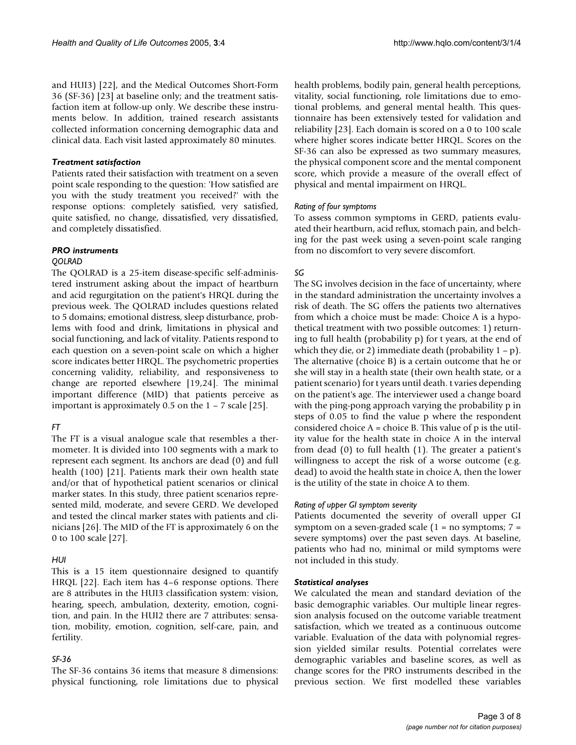and HUI3) [22], and the Medical Outcomes Short-Form 36 (SF-36) [23] at baseline only; and the treatment satisfaction item at follow-up only. We describe these instruments below. In addition, trained research assistants collected information concerning demographic data and clinical data. Each visit lasted approximately 80 minutes.

### Treatment satisfaction

Patients rated their satisfaction with treatment on a seven point scale responding to the question: 'How satisfied are you with the study treatment you received?' with the response options: completely satisfied, very satisfied, quite satisfied, no change, dissatisfied, very dissatisfied, and completely dissatisfied.

### PRO instruments

#### QOLRAD

The QOLRAD is a 25-item disease-specific self-administered instrument asking about the impact of heartburn and acid regurgitation on the patient's HRQL during the previous week. The QOLRAD includes questions related to 5 domains; emotional distress, sleep disturbance, problems with food and drink, limitations in physical and social functioning, and lack of vitality. Patients respond to each question on a seven-point scale on which a higher score indicates better HRQL. The psychometric properties concerning validity, reliability, and responsiveness to change are reported elsewhere [19,24]. The minimal important difference (MID) that patients perceive as important is approximately 0.5 on the 1 – 7 scale [25].

#### FT

The FT is a visual analogue scale that resembles a thermometer. It is divided into 100 segments with a mark to represent each segment. Its anchors are dead (0) and full health (100) [21]. Patients mark their own health state and/or that of hypothetical patient scenarios or clinical marker states. In this study, three patient scenarios represented mild, moderate, and severe GERD. We developed and tested the clincal marker states with patients and clinicians [26]. The MID of the FT is approximately 6 on the 0 to 100 scale [27].

#### HUI

This is a 15 item questionnaire designed to quantify HRQL [22]. Each item has 4–6 response options. There are 8 attributes in the HUI3 classification system: vision, hearing, speech, ambulation, dexterity, emotion, cognition, and pain. In the HUI2 there are 7 attributes: sensation, mobility, emotion, cognition, self-care, pain, and fertility.

#### SF-36

The SF-36 contains 36 items that measure 8 dimensions: physical functioning, role limitations due to physical health problems, bodily pain, general health perceptions, vitality, social functioning, role limitations due to emotional problems, and general mental health. This questionnaire has been extensively tested for validation and reliability [23]. Each domain is scored on a 0 to 100 scale where higher scores indicate better HRQL. Scores on the SF-36 can also be expressed as two summary measures, the physical component score and the mental component score, which provide a measure of the overall effect of physical and mental impairment on HRQL.

#### Rating of four symptoms

To assess common symptoms in GERD, patients evaluated their heartburn, acid reflux, stomach pain, and belching for the past week using a seven-point scale ranging from no discomfort to very severe discomfort.

#### SG

The SG involves decision in the face of uncertainty, where in the standard administration the uncertainty involves a risk of death. The SG offers the patients two alternatives from which a choice must be made: Choice A is a hypothetical treatment with two possible outcomes: 1) returning to full health (probability p) for t years, at the end of which they die, or 2) immediate death (probability 1 – p). The alternative (choice B) is a certain outcome that he or she will stay in a health state (their own health state, or a patient scenario) for t years until death. t varies depending on the patient's age. The interviewer used a change board with the ping-pong approach varying the probability p in steps of 0.05 to find the value p where the respondent considered choice A = choice B. This value of p is the utility value for the health state in choice A in the interval from dead (0) to full health (1). The greater a patient's willingness to accept the risk of a worse outcome (e.g. dead) to avoid the health state in choice A, then the lower is the utility of the state in choice A to them.

#### Rating of upper GI symptom severity

Patients documented the severity of overall upper GI symptom on a seven-graded scale (1 = no symptoms; 7 = severe symptoms) over the past seven days. At baseline, patients who had no, minimal or mild symptoms were not included in this study.

### Statistical analyses

We calculated the mean and standard deviation of the basic demographic variables. Our multiple linear regression analysis focused on the outcome variable treatment satisfaction, which we treated as a continuous outcome variable. Evaluation of the data with polynomial regression yielded similar results. Potential correlates were demographic variables and baseline scores, as well as change scores for the PRO instruments described in the previous section. We first modelled these variables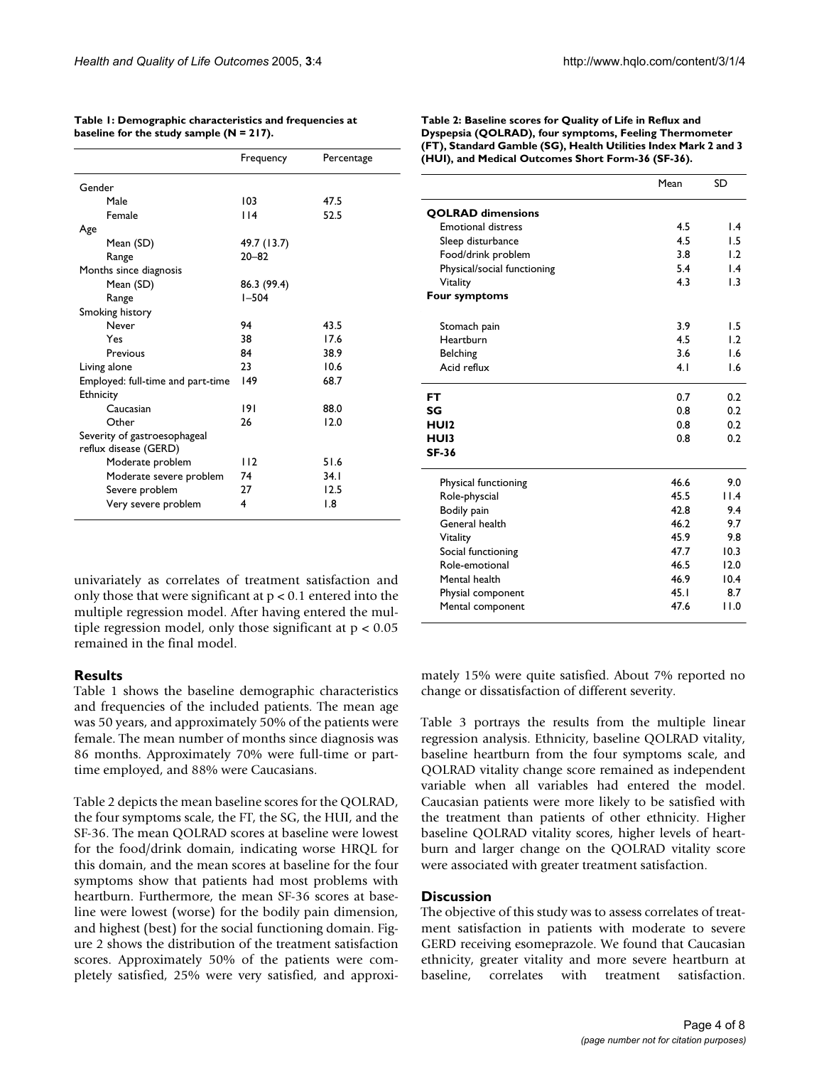**Table 1: Demographic characteristics and frequencies at baseline for the study sample (N = 217).**

| | Frequency | Percentage |
|---|---|---|
| Gender | | |
| Male | 103 | 47.5 |
| Female | 114 | 52.5 |
| Age | | |
| Mean (SD) | 49.7 (13.7) | |
| Range | 20–82 | |
| Months since diagnosis | | |
| Mean (SD) | 86.3 (99.4) | |
| Range | 1–504 | |
| Smoking history | | |
| Never | 94 | 43.5 |
| Yes | 38 | 17.6 |
| Previous | 84 | 38.9 |
| Living alone | 23 | 10.6 |
| Employed: full-time and part-time | 149 | 68.7 |
| Ethnicity | | |
| Caucasian | 191 | 88.0 |
| Other | 26 | 12.0 |
| Severity of gastroesophageal reflux disease (GERD) | | |
| Moderate problem | 112 | 51.6 |
| Moderate severe problem | 74 | 34.1 |
| Severe problem | 27 | 12.5 |
| Very severe problem | 4 | 1.8 |

univariately as correlates of treatment satisfaction and only those that were significant at $p < 0.1$ entered into the multiple regression model. After having entered the multiple regression model, only those significant at $p < 0.05$ remained in the final model.

## Results

Table 1 shows the baseline demographic characteristics and frequencies of the included patients. The mean age was 50 years, and approximately 50% of the patients were female. The mean number of months since diagnosis was 86 months. Approximately 70% were full-time or part-time employed, and 88% were Caucasians.

Table 2 depicts the mean baseline scores for the QOLRAD, the four symptoms scale, the FT, the SG, the HUI, and the SF-36. The mean QOLRAD scores at baseline were lowest for the food/drink domain, indicating worse HRQL for this domain, and the mean scores at baseline for the four symptoms show that patients had most problems with heartburn. Furthermore, the mean SF-36 scores at baseline were lowest (worse) for the bodily pain dimension, and highest (best) for the social functioning domain. Figure 2 shows the distribution of the treatment satisfaction scores. Approximately 50% of the patients were completely satisfied, 25% were very satisfied, and approximately 15% were quite satisfied. About 7% reported no change or dissatisfaction of different severity.

**Table 2: Baseline scores for Quality of Life in Reflux and Dyspepsia (QOLRAD), four symptoms, Feeling Thermometer (FT), Standard Gamble (SG), Health Utilities Index Mark 2 and 3 (HUI), and Medical Outcomes Short Form-36 (SF-36).**

| | Mean | SD |
|---|---|---|
| **QOLRAD dimensions** | | |
| Emotional distress | 4.5 | 1.4 |
| Sleep disturbance | 4.5 | 1.5 |
| Food/drink problem | 3.8 | 1.2 |
| Physical/social functioning | 5.4 | 1.4 |
| Vitality | 4.3 | 1.3 |
| **Four symptoms** | | |
| Stomach pain | 3.9 | 1.5 |
| Heartburn | 4.5 | 1.2 |
| Belching | 3.6 | 1.6 |
| Acid reflux | 4.1 | 1.6 |
| **FT** | 0.7 | 0.2 |
| **SG** | 0.8 | 0.2 |
| **HUI2** | 0.8 | 0.2 |
| **HUI3** | 0.8 | 0.2 |
| **SF-36** | | |
| Physical functioning | 46.6 | 9.0 |
| Role-physcial | 45.5 | 11.4 |
| Bodily pain | 42.8 | 9.4 |
| General health | 46.2 | 9.7 |
| Vitality | 45.9 | 9.8 |
| Social functioning | 47.7 | 10.3 |
| Role-emotional | 46.5 | 12.0 |
| Mental health | 46.9 | 10.4 |
| Physial component | 45.1 | 8.7 |
| Mental component | 47.6 | 11.0 |

Table 3 portrays the results from the multiple linear regression analysis. Ethnicity, baseline QOLRAD vitality, baseline heartburn from the four symptoms scale, and QOLRAD vitality change score remained as independent variable when all variables had entered the model. Caucasian patients were more likely to be satisfied with the treatment than patients of other ethnicity. Higher baseline QOLRAD vitality scores, higher levels of heartburn and larger change on the QOLRAD vitality score were associated with greater treatment satisfaction.

## Discussion

The objective of this study was to assess correlates of treatment satisfaction in patients with moderate to severe GERD receiving esomeprazole. We found that Caucasian ethnicity, greater vitality and more severe heartburn at baseline, correlates with treatment satisfaction.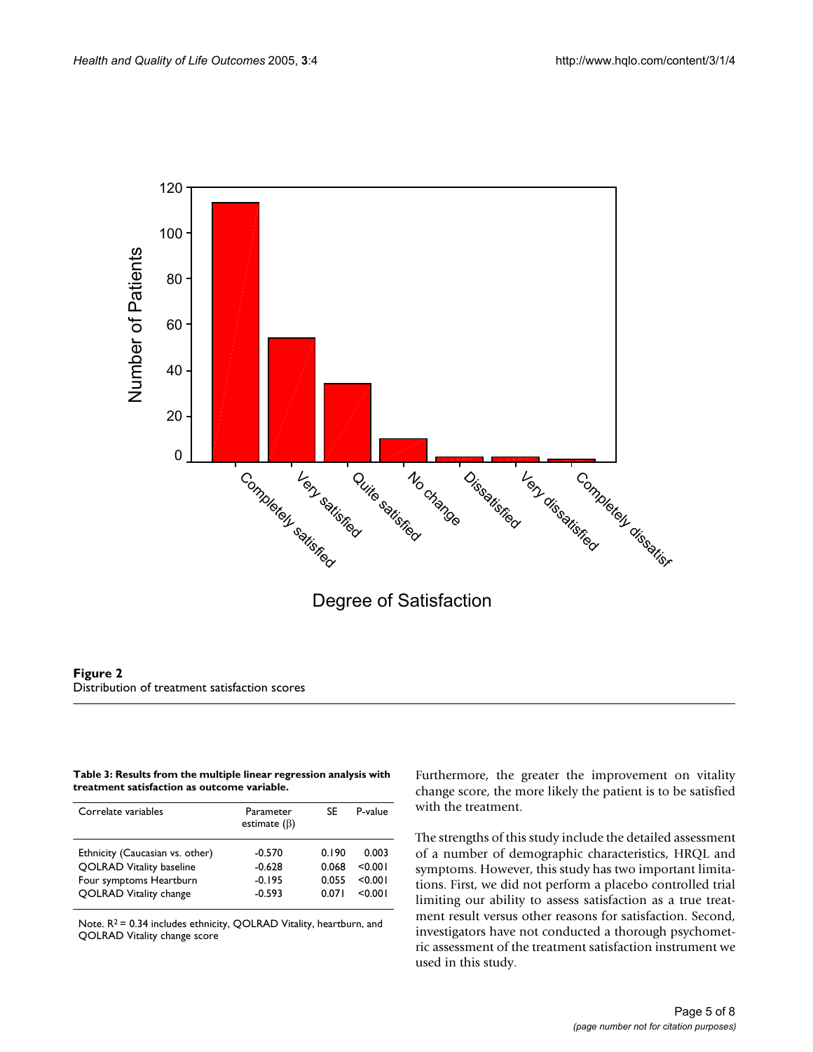**Figure 2**
Distribution of treatment satisfaction scores

**Table 3: Results from the multiple linear regression analysis with treatment satisfaction as outcome variable.**

| Correlate variables | Parameter estimate (β) | SE | P-value |
| --- | --- | --- | --- |
| Ethnicity (Caucasian vs. other) | -0.570 | 0.190 | 0.003 |
| QOLRAD Vitality baseline | -0.628 | 0.068 | <0.001 |
| Four symptoms Heartburn | -0.195 | 0.055 | <0.001 |
| QOLRAD Vitality change | -0.593 | 0.071 | <0.001 |

Note. $R^2$ = 0.34 includes ethnicity, QOLRAD Vitality, heartburn, and QOLRAD Vitality change score

Furthermore, the greater the improvement on vitality change score, the more likely the patient is to be satisfied with the treatment.

The strengths of this study include the detailed assessment of a number of demographic characteristics, HRQL and symptoms. However, this study has two important limitations. First, we did not perform a placebo controlled trial limiting our ability to assess satisfaction as a true treatment result versus other reasons for satisfaction. Second, investigators have not conducted a thorough psychometric assessment of the treatment satisfaction instrument we used in this study.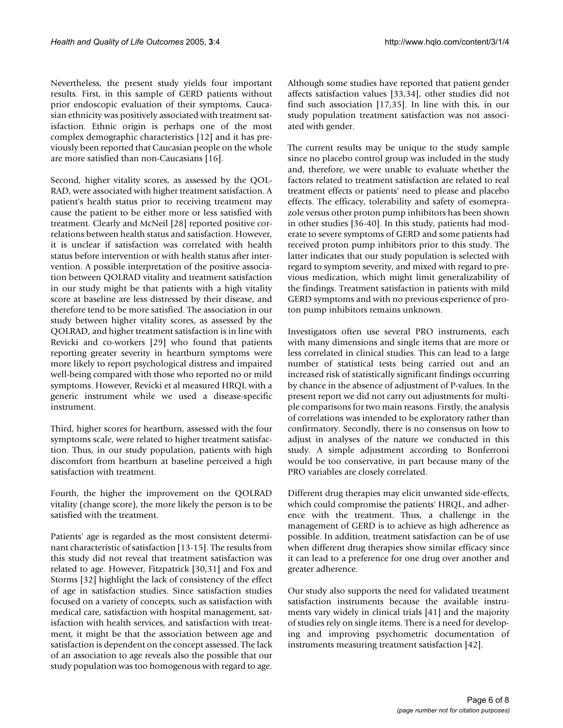Nevertheless, the present study yields four important results. First, in this sample of GERD patients without prior endoscopic evaluation of their symptoms, Caucasian ethnicity was positively associated with treatment satisfaction. Ethnic origin is perhaps one of the most complex demographic characteristics [12] and it has previously been reported that Caucasian people on the whole are more satisfied than non-Caucasians [16].

Second, higher vitality scores, as assessed by the QOLRAD, were associated with higher treatment satisfaction. A patient's health status prior to receiving treatment may cause the patient to be either more or less satisfied with treatment. Clearly and McNeil [28] reported positive correlations between health status and satisfaction. However, it is unclear if satisfaction was correlated with health status before intervention or with health status after intervention. A possible interpretation of the positive association between QOLRAD vitality and treatment satisfaction in our study might be that patients with a high vitality score at baseline are less distressed by their disease, and therefore tend to be more satisfied. The association in our study between higher vitality scores, as assessed by the QOLRAD, and higher treatment satisfaction is in line with Revicki and co-workers [29] who found that patients reporting greater severity in heartburn symptoms were more likely to report psychological distress and impaired well-being compared with those who reported no or mild symptoms. However, Revicki et al measured HRQL with a generic instrument while we used a disease-specific instrument.

Third, higher scores for heartburn, assessed with the four symptoms scale, were related to higher treatment satisfaction. Thus, in our study population, patients with high discomfort from heartburn at baseline perceived a high satisfaction with treatment.

Fourth, the higher the improvement on the QOLRAD vitality (change score), the more likely the person is to be satisfied with the treatment.

Patients' age is regarded as the most consistent determinant characteristic of satisfaction [13-15]. The results from this study did not reveal that treatment satisfaction was related to age. However, Fitzpatrick [30,31] and Fox and Storms [32] highlight the lack of consistency of the effect of age in satisfaction studies. Since satisfaction studies focused on a variety of concepts, such as satisfaction with medical care, satisfaction with hospital management, satisfaction with health services, and satisfaction with treatment, it might be that the association between age and satisfaction is dependent on the concept assessed. The lack of an association to age reveals also the possible that our study population was too homogenous with regard to age.

Although some studies have reported that patient gender affects satisfaction values [33,34], other studies did not find such association [17,35]. In line with this, in our study population treatment satisfaction was not associated with gender.

The current results may be unique to the study sample since no placebo control group was included in the study and, therefore, we were unable to evaluate whether the factors related to treatment satisfaction are related to real treatment effects or patients' need to please and placebo effects. The efficacy, tolerability and safety of esomeprazole versus other proton pump inhibitors has been shown in other studies [36-40]. In this study, patients had moderate to severe symptoms of GERD and some patients had received proton pump inhibitors prior to this study. The latter indicates that our study population is selected with regard to symptom severity, and mixed with regard to previous medication, which might limit generalizability of the findings. Treatment satisfaction in patients with mild GERD symptoms and with no previous experience of proton pump inhibitors remains unknown.

Investigators often use several PRO instruments, each with many dimensions and single items that are more or less correlated in clinical studies. This can lead to a large number of statistical tests being carried out and an increased risk of statistically significant findings occurring by chance in the absence of adjustment of P-values. In the present report we did not carry out adjustments for multiple comparisons for two main reasons. Firstly, the analysis of correlations was intended to be exploratory rather than confirmatory. Secondly, there is no consensus on how to adjust in analyses of the nature we conducted in this study. A simple adjustment according to Bonferroni would be too conservative, in part because many of the PRO variables are closely correlated.

Different drug therapies may elicit unwanted side-effects, which could compromise the patients' HRQL, and adherence with the treatment. Thus, a challenge in the management of GERD is to achieve as high adherence as possible. In addition, treatment satisfaction can be of use when different drug therapies show similar efficacy since it can lead to a preference for one drug over another and greater adherence.

Our study also supports the need for validated treatment satisfaction instruments because the available instruments vary widely in clinical trials [41] and the majority of studies rely on single items. There is a need for developing and improving psychometric documentation of instruments measuring treatment satisfaction [42].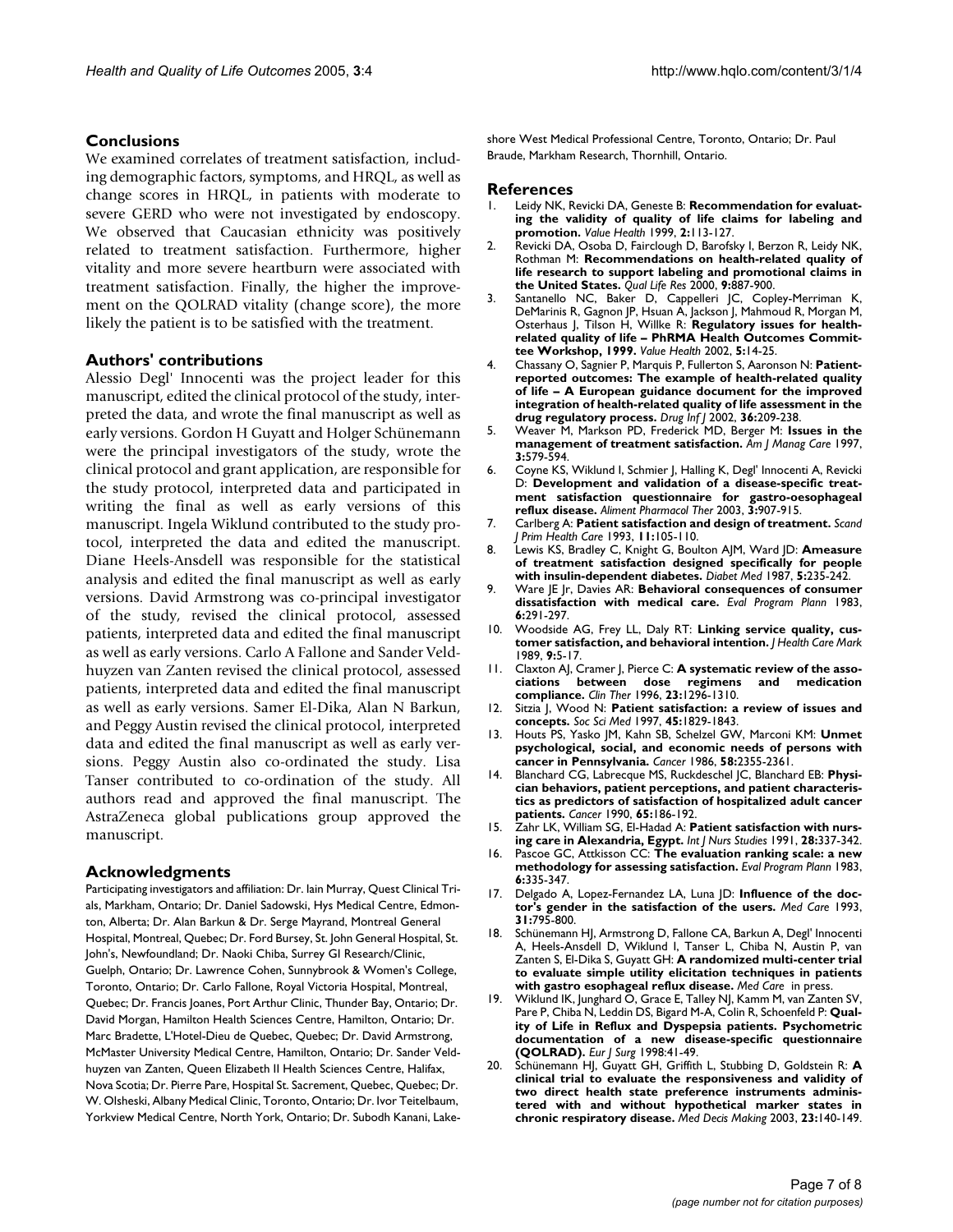## Conclusions

We examined correlates of treatment satisfaction, including demographic factors, symptoms, and HRQL, as well as change scores in HRQL, in patients with moderate to severe GERD who were not investigated by endoscopy. We observed that Caucasian ethnicity was positively related to treatment satisfaction. Furthermore, higher vitality and more severe heartburn were associated with treatment satisfaction. Finally, the higher the improvement on the QOLRAD vitality (change score), the more likely the patient is to be satisfied with the treatment.

## Authors' contributions

Alessio Degl' Innocenti was the project leader for this manuscript, edited the clinical protocol of the study, interpreted the data, and wrote the final manuscript as well as early versions. Gordon H Guyatt and Holger Schünemann were the principal investigators of the study, wrote the clinical protocol and grant application, are responsible for the study protocol, interpreted data and participated in writing the final as well as early versions of this manuscript. Ingela Wiklund contributed to the study protocol, interpreted the data and edited the manuscript. Diane Heels-Ansdell was responsible for the statistical analysis and edited the final manuscript as well as early versions. David Armstrong was co-principal investigator of the study, revised the clinical protocol, assessed patients, interpreted data and edited the final manuscript as well as early versions. Carlo A Fallone and Sander Veldhuyzen van Zanten revised the clinical protocol, assessed patients, interpreted data and edited the final manuscript as well as early versions. Samer El-Dika, Alan N Barkun, and Peggy Austin revised the clinical protocol, interpreted data and edited the final manuscript as well as early versions. Peggy Austin also co-ordinated the study. Lisa Tanser contributed to co-ordination of the study. All authors read and approved the final manuscript. The AstraZeneca global publications group approved the manuscript.

## Acknowledgments

Participating investigators and affiliation: Dr. Iain Murray, Quest Clinical Trials, Markham, Ontario; Dr. Daniel Sadowski, Hys Medical Centre, Edmonton, Alberta; Dr. Alan Barkun & Dr. Serge Mayrand, Montreal General Hospital, Montreal, Quebec; Dr. Ford Bursey, St. John General Hospital, St. John's, Newfoundland; Dr. Naoki Chiba, Surrey GI Research/Clinic, Guelph, Ontario; Dr. Lawrence Cohen, Sunnybrook & Women's College, Toronto, Ontario; Dr. Carlo Fallone, Royal Victoria Hospital, Montreal, Quebec; Dr. Francis Joanes, Port Arthur Clinic, Thunder Bay, Ontario; Dr. David Morgan, Hamilton Health Sciences Centre, Hamilton, Ontario; Dr. Marc Bradette, L'Hotel-Dieu de Quebec, Quebec; Dr. David Armstrong, McMaster University Medical Centre, Hamilton, Ontario; Dr. Sander Veldhuyzen van Zanten, Queen Elizabeth II Health Sciences Centre, Halifax, Nova Scotia; Dr. Pierre Pare, Hospital St. Sacrement, Quebec, Quebec; Dr. W. Olsheski, Albany Medical Clinic, Toronto, Ontario; Dr. Ivor Teitelbaum, Yorkview Medical Centre, North York, Ontario; Dr. Subodh Kanani, Lakeshore West Medical Professional Centre, Toronto, Ontario; Dr. Paul Braude, Markham Research, Thornhill, Ontario.

## References

1. Leidy NK, Revicki DA, Geneste B: **Recommendation for evaluating the validity of quality of life claims for labeling and promotion.** *Value Health* 1999, **2:**113-127.
2. Revicki DA, Osoba D, Fairclough D, Barofsky I, Berzon R, Leidy NK, Rothman M: **Recommendations on health-related quality of life research to support labeling and promotional claims in the United States.** *Qual Life Res* 2000, **9:**887-900.
3. Santanello NC, Baker D, Cappelleri JC, Copley-Merriman K, DeMarinis R, Gagnon JP, Hsuan A, Jackson J, Mahmoud R, Morgan M, Osterhaus J, Tilson H, Willke R: **Regulatory issues for health-related quality of life – PhRMA Health Outcomes Committee Workshop, 1999.** *Value Health* 2002, **5:**14-25.
4. Chassany O, Sagnier P, Marquis P, Fullerton S, Aaronson N: **Patient-reported outcomes: The example of health-related quality of life – A European guidance document for the improved integration of health-related quality of life assessment in the drug regulatory process.** *Drug Inf J* 2002, **36:**209-238.
5. Weaver M, Markson PD, Frederick MD, Berger M: **Issues in the management of treatment satisfaction.** *Am J Manag Care* 1997, **3:**579-594.
6. Coyne KS, Wiklund I, Schmier J, Halling K, Degl' Innocenti A, Revicki D: **Development and validation of a disease-specific treatment satisfaction questionnaire for gastro-oesophageal reflux disease.** *Aliment Pharmacol Ther* 2003, **3:**907-915.
7. Carlberg A: **Patient satisfaction and design of treatment.** *Scand J Prim Health Care* 1993, **11:**105-110.
8. Lewis KS, Bradley C, Knight G, Boulton AJM, Ward JD: **Ameasure of treatment satisfaction designed specifically for people with insulin-dependent diabetes.** *Diabet Med* 1987, **5:**235-242.
9. Ware JE Jr, Davies AR: **Behavioral consequences of consumer dissatisfaction with medical care.** *Eval Program Plann* 1983, **6:**291-297.
10. Woodside AG, Frey LL, Daly RT: **Linking service quality, customer satisfaction, and behavioral intention.** *J Health Care Mark* 1989, **9:**5-17.
11. Claxton AJ, Cramer J, Pierce C: **A systematic review of the associations between dose regimens and medication compliance.** *Clin Ther* 1996, **23:**1296-1310.
12. Sitzia J, Wood N: **Patient satisfaction: a review of issues and concepts.** *Soc Sci Med* 1997, **45:**1829-1843.
13. Houts PS, Yasko JM, Kahn SB, Schelzel GW, Marconi KM: **Unmet psychological, social, and economic needs of persons with cancer in Pennsylvania.** *Cancer* 1986, **58:**2355-2361.
14. Blanchard CG, Labrecque MS, Ruckdeschel JC, Blanchard EB: **Physician behaviors, patient perceptions, and patient characteristics as predictors of satisfaction of hospitalized adult cancer patients.** *Cancer* 1990, **65:**186-192.
15. Zahr LK, William SG, El-Hadad A: **Patient satisfaction with nursing care in Alexandria, Egypt.** *Int J Nurs Studies* 1991, **28:**337-342.
16. Pascoe GC, Attkisson CC: **The evaluation ranking scale: a new methodology for assessing satisfaction.** *Eval Program Plann* 1983, **6:**335-347.
17. Delgado A, Lopez-Fernandez LA, Luna JD: **Influence of the doctor's gender in the satisfaction of the users.** *Med Care* 1993, **31:**795-800.
18. Schünemann HJ, Armstrong D, Fallone CA, Barkun A, Degl' Innocenti A, Heels-Ansdell D, Wiklund I, Tanser L, Chiba N, Austin P, van Zanten S, El-Dika S, Guyatt GH: **A randomized multi-center trial to evaluate simple utility elicitation techniques in patients with gastro esophageal reflux disease.** *Med Care* in press.
19. Wiklund IK, Junghard O, Grace E, Talley NJ, Kamm M, van Zanten SV, Pare P, Chiba N, Leddin DS, Bigard M-A, Colin R, Schoenfeld P: **Quality of Life in Reflux and Dyspepsia patients. Psychometric documentation of a new disease-specific questionnaire (QOLRAD).** *Eur J Surg* 1998:41-49.
20. Schünemann HJ, Guyatt GH, Griffith L, Stubbing D, Goldstein R: **A clinical trial to evaluate the responsiveness and validity of two direct health state preference instruments administered with and without hypothetical marker states in chronic respiratory disease.** *Med Decis Making* 2003, **23:**140-149.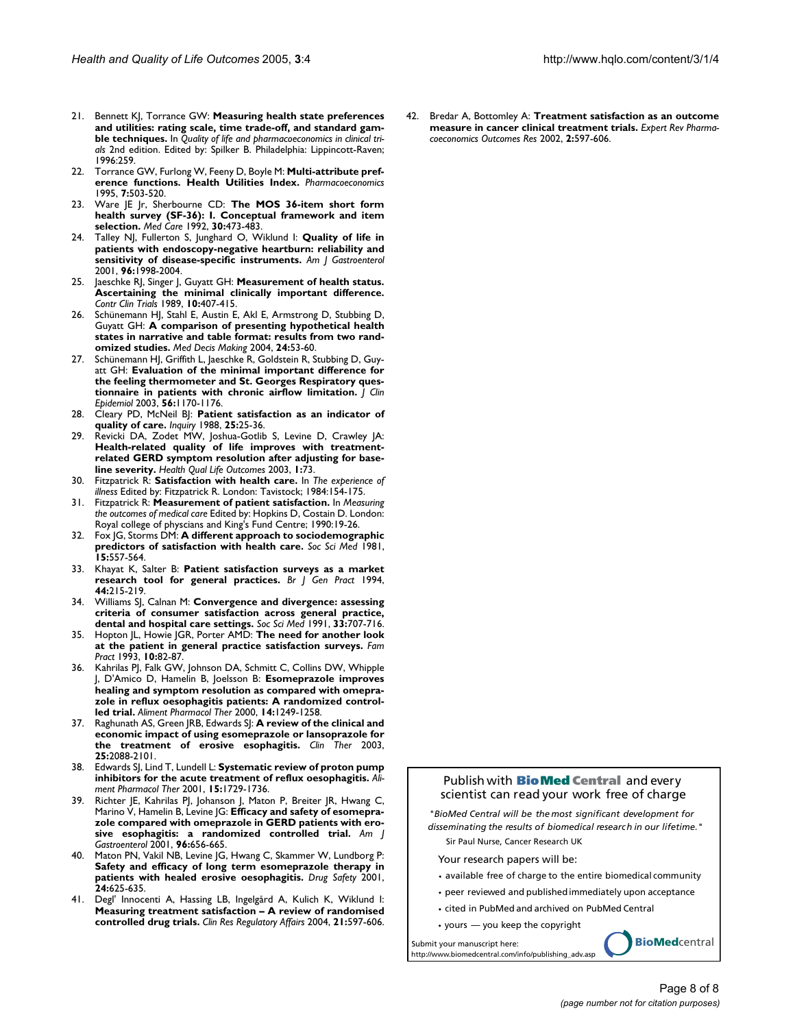21. Bennett KJ, Torrance GW: **Measuring health state preferences and utilities: rating scale, time trade-off, and standard gamble techniques.** In *Quality of life and pharmacoeconomics in clinical trials* 2nd edition. Edited by: Spilker B. Philadelphia: Lippincott-Raven; 1996:259.
22. Torrance GW, Furlong W, Feeny D, Boyle M: **Multi-attribute preference functions. Health Utilities Index.** *Pharmacoeconomics* 1995, **7:**503-520.
23. Ware JE Jr, Sherbourne CD: **The MOS 36-item short form health survey (SF-36): I. Conceptual framework and item selection.** *Med Care* 1992, **30:**473-483.
24. Talley NJ, Fullerton S, Junghard O, Wiklund I: **Quality of life in patients with endoscopy-negative heartburn: reliability and sensitivity of disease-specific instruments.** *Am J Gastroenterol* 2001, **96:**1998-2004.
25. Jaeschke RJ, Singer J, Guyatt GH: **Measurement of health status. Ascertaining the minimal clinically important difference.** *Contr Clin Trials* 1989, **10:**407-415.
26. Schünemann HJ, Stahl E, Austin E, Akl E, Armstrong D, Stubbing D, Guyatt GH: **A comparison of presenting hypothetical health states in narrative and table format: results from two randomized studies.** *Med Decis Making* 2004, **24:**53-60.
27. Schünemann HJ, Griffith L, Jaeschke R, Goldstein R, Stubbing D, Guyatt GH: **Evaluation of the minimal important difference for the feeling thermometer and St. Georges Respiratory questionnaire in patients with chronic airflow limitation.** *J Clin Epidemiol* 2003, **56:**1170-1176.
28. Cleary PD, McNeil BJ: **Patient satisfaction as an indicator of quality of care.** *Inquiry* 1988, **25:**25-36.
29. Revicki DA, Zodet MW, Joshua-Gotlib S, Levine D, Crawley JA: **Health-related quality of life improves with treatment-related GERD symptom resolution after adjusting for baseline severity.** *Health Qual Life Outcomes* 2003, **1:**73.
30. Fitzpatrick R: **Satisfaction with health care.** In *The experience of illness* Edited by: Fitzpatrick R. London: Tavistock; 1984:154-175.
31. Fitzpatrick R: **Measurement of patient satisfaction.** In *Measuring the outcomes of medical care* Edited by: Hopkins D, Costain D. London: Royal college of physcians and King's Fund Centre; 1990:19-26.
32. Fox JG, Storms DM: **A different approach to sociodemographic predictors of satisfaction with health care.** *Soc Sci Med* 1981, **15:**557-564.
33. Khayat K, Salter B: **Patient satisfaction surveys as a market research tool for general practices.** *Br J Gen Pract* 1994, **44:**215-219.
34. Williams SJ, Calnan M: **Convergence and divergence: assessing criteria of consumer satisfaction across general practice, dental and hospital care settings.** *Soc Sci Med* 1991, **33:**707-716.
35. Hopton JL, Howie JGR, Porter AMD: **The need for another look at the patient in general practice satisfaction surveys.** *Fam Pract* 1993, **10:**82-87.
36. Kahrilas PJ, Falk GW, Johnson DA, Schmitt C, Collins DW, Whipple J, D'Amico D, Hamelin B, Joelsson B: **Esomeprazole improves healing and symptom resolution as compared with omeprazole in reflux oesophagitis patients: A randomized controlled trial.** *Aliment Pharmacol Ther* 2000, **14:**1249-1258.
37. Raghunath AS, Green JRB, Edwards SJ: **A review of the clinical and economic impact of using esomeprazole or lansoprazole for the treatment of erosive esophagitis.** *Clin Ther* 2003, **25:**2088-2101.
38. Edwards SJ, Lind T, Lundell L: **Systematic review of proton pump inhibitors for the acute treatment of reflux oesophagitis.** *Aliment Pharmacol Ther* 2001, **15:**1729-1736.
39. Richter JE, Kahrilas PJ, Johanson J, Maton P, Breiter JR, Hwang C, Marino V, Hamelin B, Levine JG: **Efficacy and safety of esomeprazole compared with omeprazole in GERD patients with erosive esophagitis: a randomized controlled trial.** *Am J Gastroenterol* 2001, **96:**656-665.
40. Maton PN, Vakil NB, Levine JG, Hwang C, Skammer W, Lundborg P: **Safety and efficacy of long term esomeprazole therapy in patients with healed erosive oesophagitis.** *Drug Safety* 2001, **24:**625-635.
41. Degl' Innocenti A, Hassing LB, Ingelgård A, Kulich K, Wiklund I: **Measuring treatment satisfaction – A review of randomised controlled drug trials.** *Clin Res Regulatory Affairs* 2004, **21:**597-606.
42. Bredar A, Bottomley A: **Treatment satisfaction as an outcome measure in cancer clinical treatment trials.** *Expert Rev Pharmacoeconomics Outcomes Res* 2002, **2:**597-606.

Publish with **BioMed Central** and every scientist can read your work free of charge

*"BioMed Central will be the most significant development for disseminating the results of biomedical research in our lifetime."*

Sir Paul Nurse, Cancer Research UK

Your research papers will be:

- available free of charge to the entire biomedical community
- peer reviewed and published immediately upon acceptance
- cited in PubMed and archived on PubMed Central
- yours — you keep the copyright

Submit your manuscript here:
http://www.biomedcentral.com/info/publishing_adv.asp

**BioMed**central